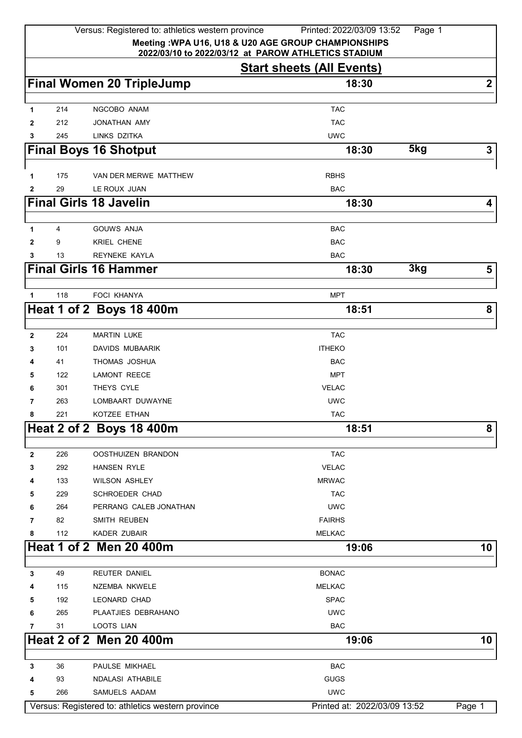Meeting :WPA U16, U18 & U20 AGE GROUP CHAMPIONSHIPS
2022/03/10 to 2022/03/12 at PAROW ATHLETICS STADIUM

## Start sheets (All Events)

### Final Women 20 TripleJump — 18:30 — 2

| | | | |
|---|---|---|---|
| 1 | 214 | NGCOBO ANAM | TAC |
| 2 | 212 | JONATHAN AMY | TAC |
| 3 | 245 | LINKS DZITKA | UWC |

### Final Boys 16 Shotput — 18:30 — 5kg — 3

| | | | |
|---|---|---|---|
| 1 | 175 | VAN DER MERWE MATTHEW | RBHS |
| 2 | 29 | LE ROUX JUAN | BAC |

### Final Girls 18 Javelin — 18:30 — 4

| | | | |
|---|---|---|---|
| 1 | 4 | GOUWS ANJA | BAC |
| 2 | 9 | KRIEL CHENE | BAC |
| 3 | 13 | REYNEKE KAYLA | BAC |

### Final Girls 16 Hammer — 18:30 — 3kg — 5

| | | | |
|---|---|---|---|
| 1 | 118 | FOCI KHANYA | MPT |

### Heat 1 of 2 Boys 18 400m — 18:51 — 8

| | | | |
|---|---|---|---|
| 2 | 224 | MARTIN LUKE | TAC |
| 3 | 101 | DAVIDS MUBAARIK | ITHEKO |
| 4 | 41 | THOMAS JOSHUA | BAC |
| 5 | 122 | LAMONT REECE | MPT |
| 6 | 301 | THEYS CYLE | VELAC |
| 7 | 263 | LOMBAART DUWAYNE | UWC |
| 8 | 221 | KOTZEE ETHAN | TAC |

### Heat 2 of 2 Boys 18 400m — 18:51 — 8

| | | | |
|---|---|---|---|
| 2 | 226 | OOSTHUIZEN BRANDON | TAC |
| 3 | 292 | HANSEN RYLE | VELAC |
| 4 | 133 | WILSON ASHLEY | MRWAC |
| 5 | 229 | SCHROEDER CHAD | TAC |
| 6 | 264 | PERRANG CALEB JONATHAN | UWC |
| 7 | 82 | SMITH REUBEN | FAIRHS |
| 8 | 112 | KADER ZUBAIR | MELKAC |

### Heat 1 of 2 Men 20 400m — 19:06 — 10

| | | | |
|---|---|---|---|
| 3 | 49 | REUTER DANIEL | BONAC |
| 4 | 115 | NZEMBA NKWELE | MELKAC |
| 5 | 192 | LEONARD CHAD | SPAC |
| 6 | 265 | PLAATJIES DEBRAHANO | UWC |
| 7 | 31 | LOOTS LIAN | BAC |

### Heat 2 of 2 Men 20 400m — 19:06 — 10

| | | | |
|---|---|---|---|
| 3 | 36 | PAULSE MIKHAEL | BAC |
| 4 | 93 | NDALASI ATHABILE | GUGS |
| 5 | 266 | SAMUELS AADAM | UWC |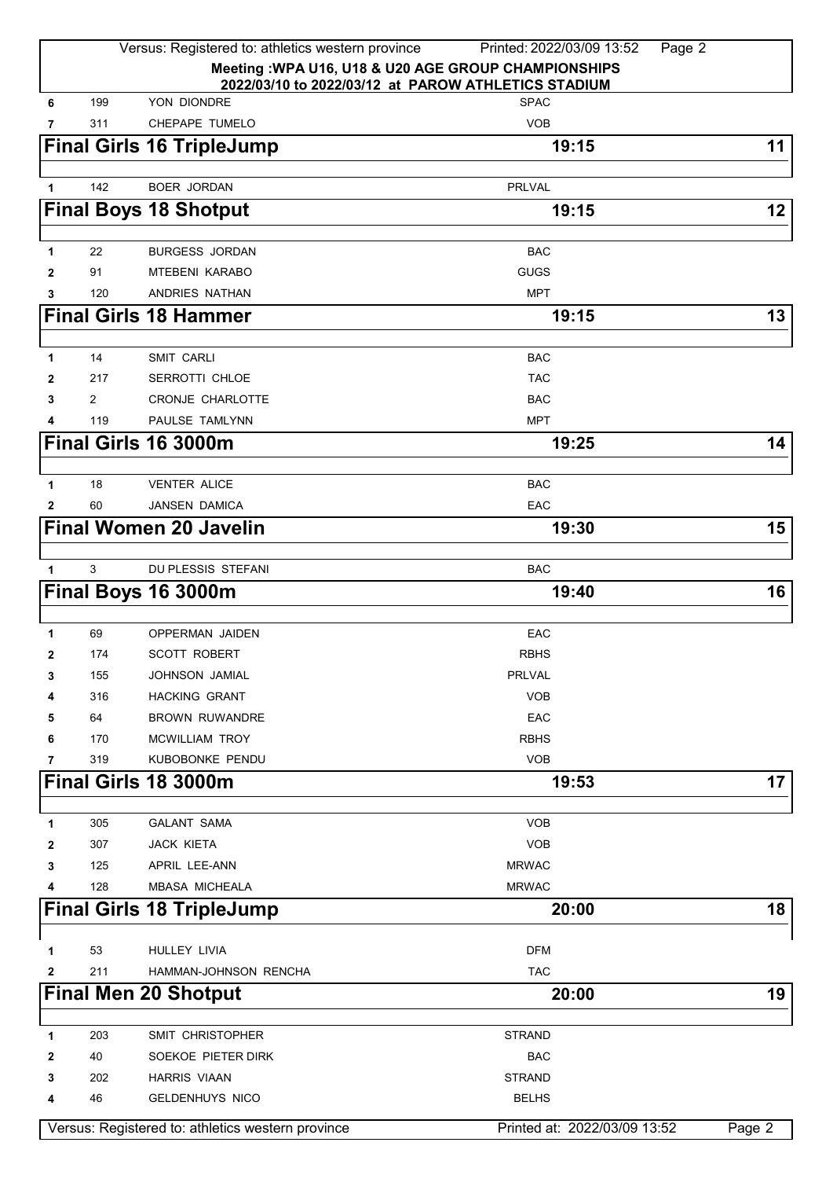**Meeting :WPA U16, U18 & U20 AGE GROUP CHAMPIONSHIPS**
**2022/03/10 to 2022/03/12 at PAROW ATHLETICS STADIUM**

| | | | |
|---|---|---|---|
| 6 | 199 | YON DIONDRE | SPAC |
| 7 | 311 | CHEPAPE TUMELO | VOB |

## Final Girls 16 TripleJump — 19:15 — 11

| | | | |
|---|---|---|---|
| 1 | 142 | BOER JORDAN | PRLVAL |

## Final Boys 18 Shotput — 19:15 — 12

| | | | |
|---|---|---|---|
| 1 | 22 | BURGESS JORDAN | BAC |
| 2 | 91 | MTEBENI KARABO | GUGS |
| 3 | 120 | ANDRIES NATHAN | MPT |

## Final Girls 18 Hammer — 19:15 — 13

| | | | |
|---|---|---|---|
| 1 | 14 | SMIT CARLI | BAC |
| 2 | 217 | SERROTTI CHLOE | TAC |
| 3 | 2 | CRONJE CHARLOTTE | BAC |
| 4 | 119 | PAULSE TAMLYNN | MPT |

## Final Girls 16 3000m — 19:25 — 14

| | | | |
|---|---|---|---|
| 1 | 18 | VENTER ALICE | BAC |
| 2 | 60 | JANSEN DAMICA | EAC |

## Final Women 20 Javelin — 19:30 — 15

| | | | |
|---|---|---|---|
| 1 | 3 | DU PLESSIS STEFANI | BAC |

## Final Boys 16 3000m — 19:40 — 16

| | | | |
|---|---|---|---|
| 1 | 69 | OPPERMAN JAIDEN | EAC |
| 2 | 174 | SCOTT ROBERT | RBHS |
| 3 | 155 | JOHNSON JAMIAL | PRLVAL |
| 4 | 316 | HACKING GRANT | VOB |
| 5 | 64 | BROWN RUWANDRE | EAC |
| 6 | 170 | MCWILLIAM TROY | RBHS |
| 7 | 319 | KUBOBONKE PENDU | VOB |

## Final Girls 18 3000m — 19:53 — 17

| | | | |
|---|---|---|---|
| 1 | 305 | GALANT SAMA | VOB |
| 2 | 307 | JACK KIETA | VOB |
| 3 | 125 | APRIL LEE-ANN | MRWAC |
| 4 | 128 | MBASA MICHEALA | MRWAC |

## Final Girls 18 TripleJump — 20:00 — 18

| | | | |
|---|---|---|---|
| 1 | 53 | HULLEY LIVIA | DFM |
| 2 | 211 | HAMMAN-JOHNSON RENCHA | TAC |

## Final Men 20 Shotput — 20:00 — 19

| | | | |
|---|---|---|---|
| 1 | 203 | SMIT CHRISTOPHER | STRAND |
| 2 | 40 | SOEKOE PIETER DIRK | BAC |
| 3 | 202 | HARRIS VIAAN | STRAND |
| 4 | 46 | GELDENHUYS NICO | BELHS |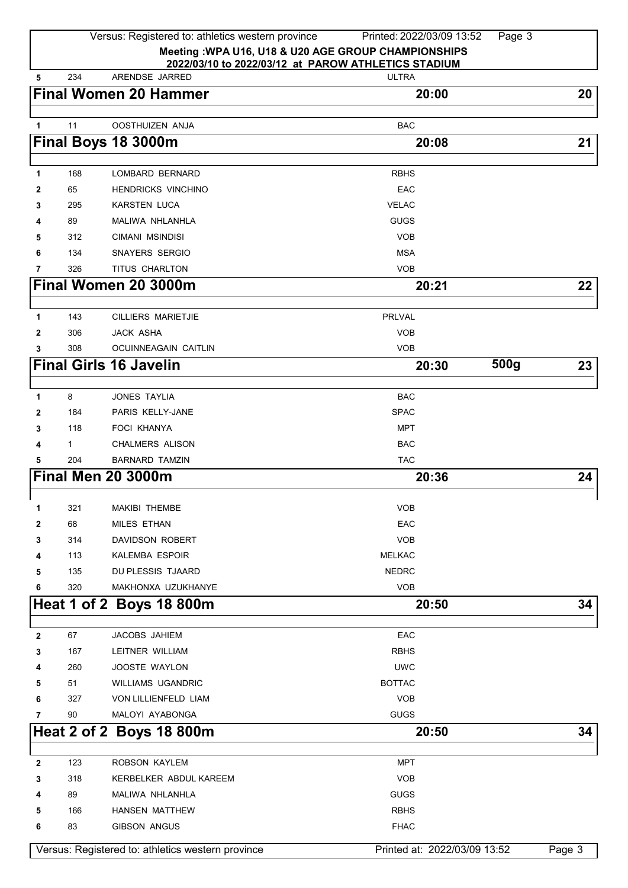**Meeting :WPA U16, U18 & U20 AGE GROUP CHAMPIONSHIPS**
**2022/03/10 to 2022/03/12 at PAROW ATHLETICS STADIUM**

| | | | |
|---|---|---|---|
| 5 | 234 | ARENDSE JARRED | ULTRA |

## Final Women 20 Hammer — 20:00 — 20

| | | | |
|---|---|---|---|
| 1 | 11 | OOSTHUIZEN ANJA | BAC |

## Final Boys 18 3000m — 20:08 — 21

| | | | |
|---|---|---|---|
| 1 | 168 | LOMBARD BERNARD | RBHS |
| 2 | 65 | HENDRICKS VINCHINO | EAC |
| 3 | 295 | KARSTEN LUCA | VELAC |
| 4 | 89 | MALIWA NHLANHLA | GUGS |
| 5 | 312 | CIMANI MSINDISI | VOB |
| 6 | 134 | SNAYERS SERGIO | MSA |
| 7 | 326 | TITUS CHARLTON | VOB |

## Final Women 20 3000m — 20:21 — 22

| | | | |
|---|---|---|---|
| 1 | 143 | CILLIERS MARIETJIE | PRLVAL |
| 2 | 306 | JACK ASHA | VOB |
| 3 | 308 | OCUINNEAGAIN CAITLIN | VOB |

## Final Girls 16 Javelin — 20:30 — 500g — 23

| | | | |
|---|---|---|---|
| 1 | 8 | JONES TAYLIA | BAC |
| 2 | 184 | PARIS KELLY-JANE | SPAC |
| 3 | 118 | FOCI KHANYA | MPT |
| 4 | 1 | CHALMERS ALISON | BAC |
| 5 | 204 | BARNARD TAMZIN | TAC |

## Final Men 20 3000m — 20:36 — 24

| | | | |
|---|---|---|---|
| 1 | 321 | MAKIBI THEMBE | VOB |
| 2 | 68 | MILES ETHAN | EAC |
| 3 | 314 | DAVIDSON ROBERT | VOB |
| 4 | 113 | KALEMBA ESPOIR | MELKAC |
| 5 | 135 | DU PLESSIS TJAARD | NEDRC |
| 6 | 320 | MAKHONXA UZUKHANYE | VOB |

## Heat 1 of 2 Boys 18 800m — 20:50 — 34

| | | | |
|---|---|---|---|
| 2 | 67 | JACOBS JAHIEM | EAC |
| 3 | 167 | LEITNER WILLIAM | RBHS |
| 4 | 260 | JOOSTE WAYLON | UWC |
| 5 | 51 | WILLIAMS UGANDRIC | BOTTAC |
| 6 | 327 | VON LILLIENFELD LIAM | VOB |
| 7 | 90 | MALOYI AYABONGA | GUGS |

## Heat 2 of 2 Boys 18 800m — 20:50 — 34

| | | | |
|---|---|---|---|
| 2 | 123 | ROBSON KAYLEM | MPT |
| 3 | 318 | KERBELKER ABDUL KAREEM | VOB |
| 4 | 89 | MALIWA NHLANHLA | GUGS |
| 5 | 166 | HANSEN MATTHEW | RBHS |
| 6 | 83 | GIBSON ANGUS | FHAC |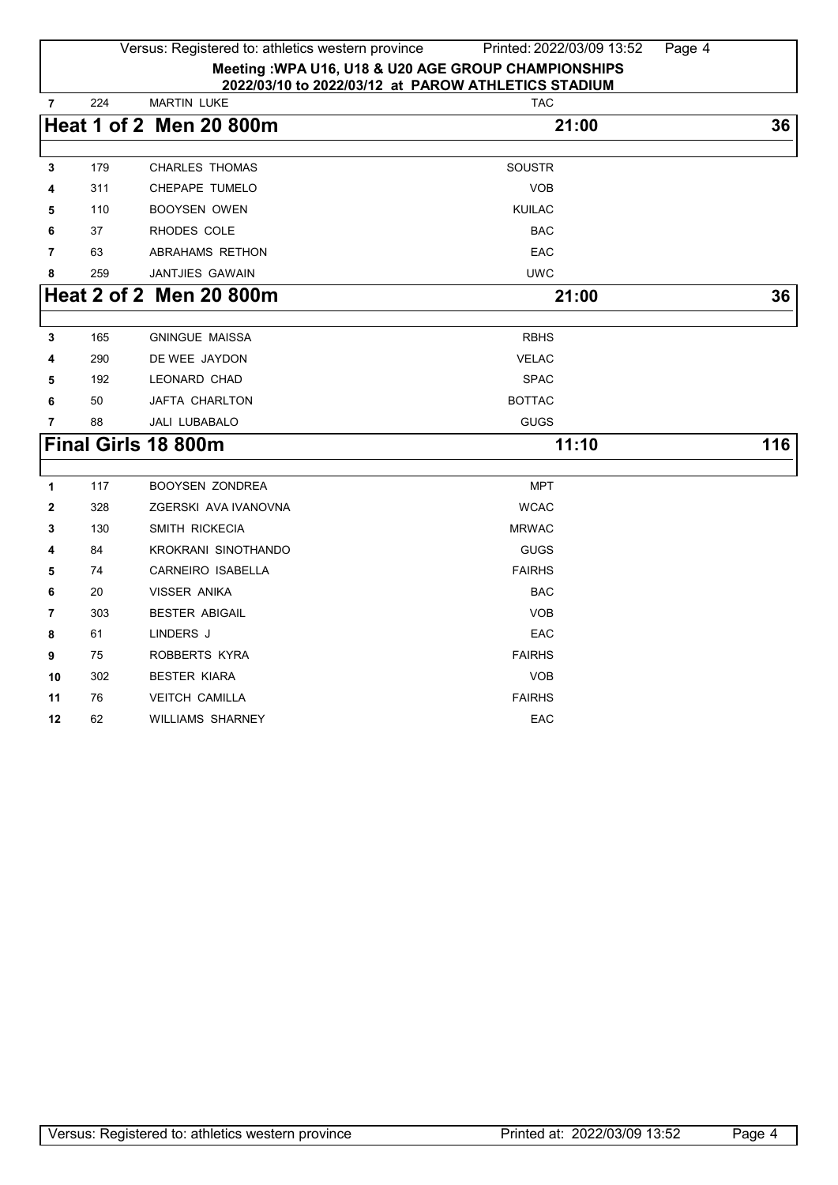**Meeting :WPA U16, U18 & U20 AGE GROUP CHAMPIONSHIPS**
**2022/03/10 to 2022/03/12 at PAROW ATHLETICS STADIUM**

| | | | |
|---|---|---|---|
| 7 | 224 | MARTIN LUKE | TAC |

## Heat 1 of 2 Men 20 800m — 21:00 — 36

| | | | |
|---|---|---|---|
| 3 | 179 | CHARLES THOMAS | SOUSTR |
| 4 | 311 | CHEPAPE TUMELO | VOB |
| 5 | 110 | BOOYSEN OWEN | KUILAC |
| 6 | 37 | RHODES COLE | BAC |
| 7 | 63 | ABRAHAMS RETHON | EAC |
| 8 | 259 | JANTJIES GAWAIN | UWC |

## Heat 2 of 2 Men 20 800m — 21:00 — 36

| | | | |
|---|---|---|---|
| 3 | 165 | GNINGUE MAISSA | RBHS |
| 4 | 290 | DE WEE JAYDON | VELAC |
| 5 | 192 | LEONARD CHAD | SPAC |
| 6 | 50 | JAFTA CHARLTON | BOTTAC |
| 7 | 88 | JALI LUBABALO | GUGS |

## Final Girls 18 800m — 11:10 — 116

| | | | |
|---|---|---|---|
| 1 | 117 | BOOYSEN ZONDREA | MPT |
| 2 | 328 | ZGERSKI AVA IVANOVNA | WCAC |
| 3 | 130 | SMITH RICKECIA | MRWAC |
| 4 | 84 | KROKRANI SINOTHANDO | GUGS |
| 5 | 74 | CARNEIRO ISABELLA | FAIRHS |
| 6 | 20 | VISSER ANIKA | BAC |
| 7 | 303 | BESTER ABIGAIL | VOB |
| 8 | 61 | LINDERS J | EAC |
| 9 | 75 | ROBBERTS KYRA | FAIRHS |
| 10 | 302 | BESTER KIARA | VOB |
| 11 | 76 | VEITCH CAMILLA | FAIRHS |
| 12 | 62 | WILLIAMS SHARNEY | EAC |